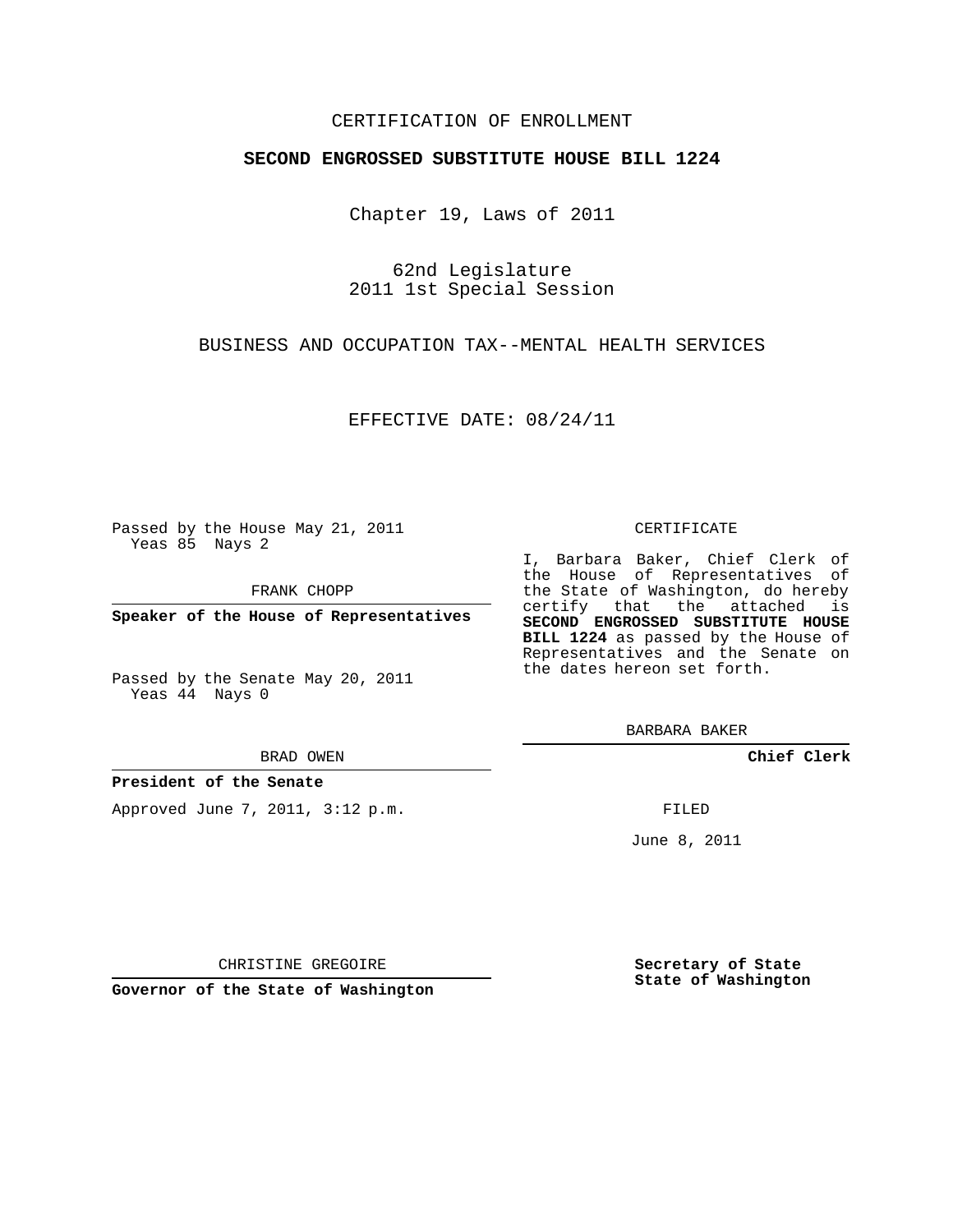CERTIFICATION OF ENROLLMENT

**SECOND ENGROSSED SUBSTITUTE HOUSE BILL 1224**

Chapter 19, Laws of 2011

62nd Legislature
2011 1st Special Session

BUSINESS AND OCCUPATION TAX--MENTAL HEALTH SERVICES

EFFECTIVE DATE: 08/24/11

Passed by the House May 21, 2011
Yeas 85 Nays 2

FRANK CHOPP

**Speaker of the House of Representatives**

Passed by the Senate May 20, 2011
Yeas 44 Nays 0

BRAD OWEN

**President of the Senate**

Approved June 7, 2011, 3:12 p.m.

CHRISTINE GREGOIRE

**Governor of the State of Washington**

CERTIFICATE

I, Barbara Baker, Chief Clerk of the House of Representatives of the State of Washington, do hereby certify that the attached is **SECOND ENGROSSED SUBSTITUTE HOUSE BILL 1224** as passed by the House of Representatives and the Senate on the dates hereon set forth.

BARBARA BAKER

**Chief Clerk**

FILED

June 8, 2011

**Secretary of State
State of Washington**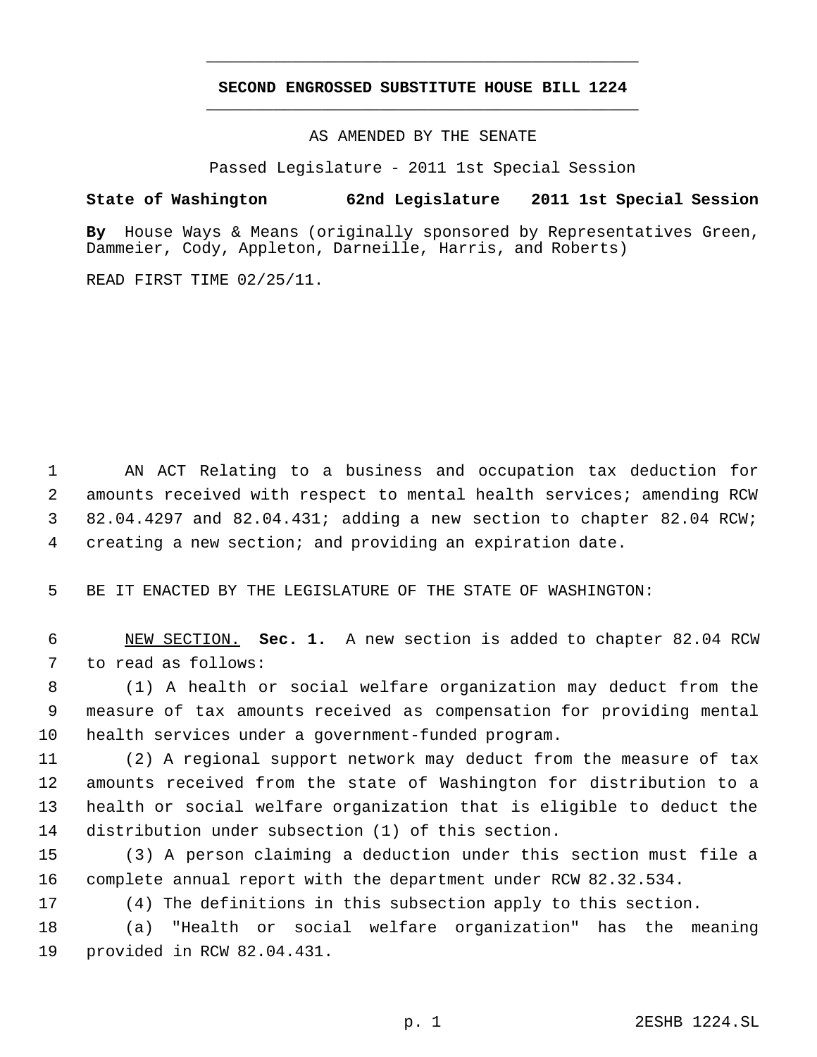# SECOND ENGROSSED SUBSTITUTE HOUSE BILL 1224

AS AMENDED BY THE SENATE

Passed Legislature - 2011 1st Special Session

**State of Washington 62nd Legislature 2011 1st Special Session**

**By** House Ways & Means (originally sponsored by Representatives Green, Dammeier, Cody, Appleton, Darneille, Harris, and Roberts)

READ FIRST TIME 02/25/11.

AN ACT Relating to a business and occupation tax deduction for amounts received with respect to mental health services; amending RCW 82.04.4297 and 82.04.431; adding a new section to chapter 82.04 RCW; creating a new section; and providing an expiration date.

BE IT ENACTED BY THE LEGISLATURE OF THE STATE OF WASHINGTON:

NEW SECTION. **Sec. 1.** A new section is added to chapter 82.04 RCW to read as follows:

(1) A health or social welfare organization may deduct from the measure of tax amounts received as compensation for providing mental health services under a government-funded program.

(2) A regional support network may deduct from the measure of tax amounts received from the state of Washington for distribution to a health or social welfare organization that is eligible to deduct the distribution under subsection (1) of this section.

(3) A person claiming a deduction under this section must file a complete annual report with the department under RCW 82.32.534.

(4) The definitions in this subsection apply to this section.

(a) "Health or social welfare organization" has the meaning provided in RCW 82.04.431.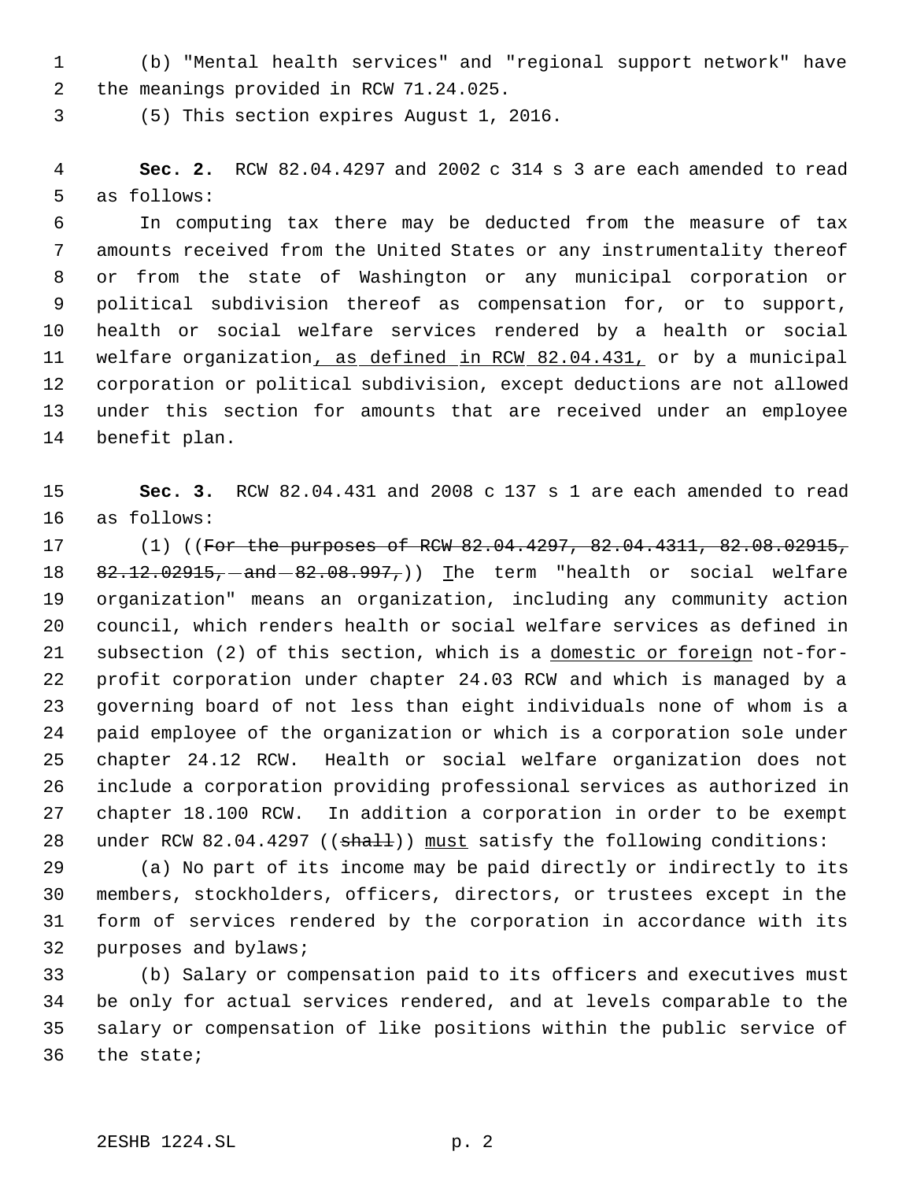(b) "Mental health services" and "regional support network" have the meanings provided in RCW 71.24.025.

(5) This section expires August 1, 2016.

**Sec. 2.** RCW 82.04.4297 and 2002 c 314 s 3 are each amended to read as follows:

In computing tax there may be deducted from the measure of tax amounts received from the United States or any instrumentality thereof or from the state of Washington or any municipal corporation or political subdivision thereof as compensation for, or to support, health or social welfare services rendered by a health or social welfare organization, as defined in RCW 82.04.431, or by a municipal corporation or political subdivision, except deductions are not allowed under this section for amounts that are received under an employee benefit plan.

**Sec. 3.** RCW 82.04.431 and 2008 c 137 s 1 are each amended to read as follows:

(1) ((~~For the purposes of RCW 82.04.4297, 82.04.4311, 82.08.02915, 82.12.02915, and 82.08.997,~~)) The term "health or social welfare organization" means an organization, including any community action council, which renders health or social welfare services as defined in subsection (2) of this section, which is a domestic or foreign not-for-profit corporation under chapter 24.03 RCW and which is managed by a governing board of not less than eight individuals none of whom is a paid employee of the organization or which is a corporation sole under chapter 24.12 RCW. Health or social welfare organization does not include a corporation providing professional services as authorized in chapter 18.100 RCW. In addition a corporation in order to be exempt under RCW 82.04.4297 ((~~shall~~)) must satisfy the following conditions:

(a) No part of its income may be paid directly or indirectly to its members, stockholders, officers, directors, or trustees except in the form of services rendered by the corporation in accordance with its purposes and bylaws;

(b) Salary or compensation paid to its officers and executives must be only for actual services rendered, and at levels comparable to the salary or compensation of like positions within the public service of the state;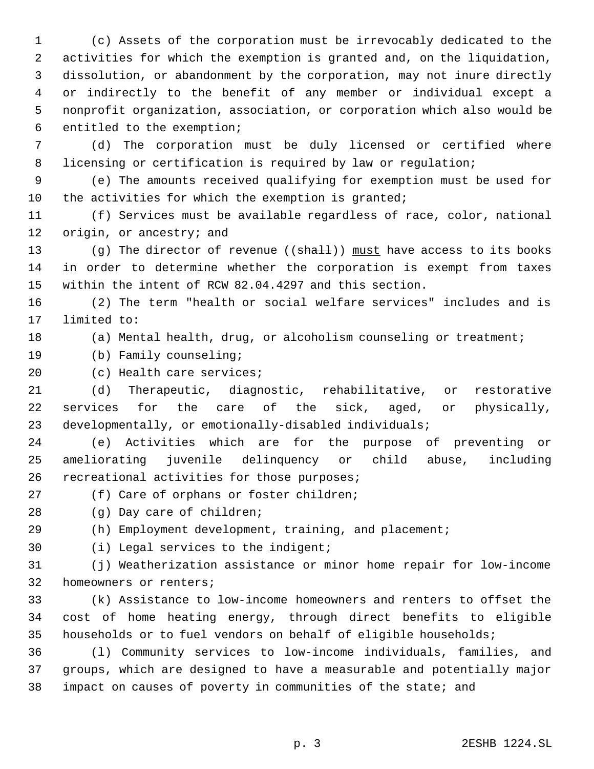(c) Assets of the corporation must be irrevocably dedicated to the activities for which the exemption is granted and, on the liquidation, dissolution, or abandonment by the corporation, may not inure directly or indirectly to the benefit of any member or individual except a nonprofit organization, association, or corporation which also would be entitled to the exemption;

(d) The corporation must be duly licensed or certified where licensing or certification is required by law or regulation;

(e) The amounts received qualifying for exemption must be used for the activities for which the exemption is granted;

(f) Services must be available regardless of race, color, national origin, or ancestry; and

(g) The director of revenue ((~~shall~~)) <u>must</u> have access to its books in order to determine whether the corporation is exempt from taxes within the intent of RCW 82.04.4297 and this section.

(2) The term "health or social welfare services" includes and is limited to:

(a) Mental health, drug, or alcoholism counseling or treatment;

(b) Family counseling;

(c) Health care services;

(d) Therapeutic, diagnostic, rehabilitative, or restorative services for the care of the sick, aged, or physically, developmentally, or emotionally-disabled individuals;

(e) Activities which are for the purpose of preventing or ameliorating juvenile delinquency or child abuse, including recreational activities for those purposes;

(f) Care of orphans or foster children;

(g) Day care of children;

(h) Employment development, training, and placement;

(i) Legal services to the indigent;

(j) Weatherization assistance or minor home repair for low-income homeowners or renters;

(k) Assistance to low-income homeowners and renters to offset the cost of home heating energy, through direct benefits to eligible households or to fuel vendors on behalf of eligible households;

(l) Community services to low-income individuals, families, and groups, which are designed to have a measurable and potentially major impact on causes of poverty in communities of the state; and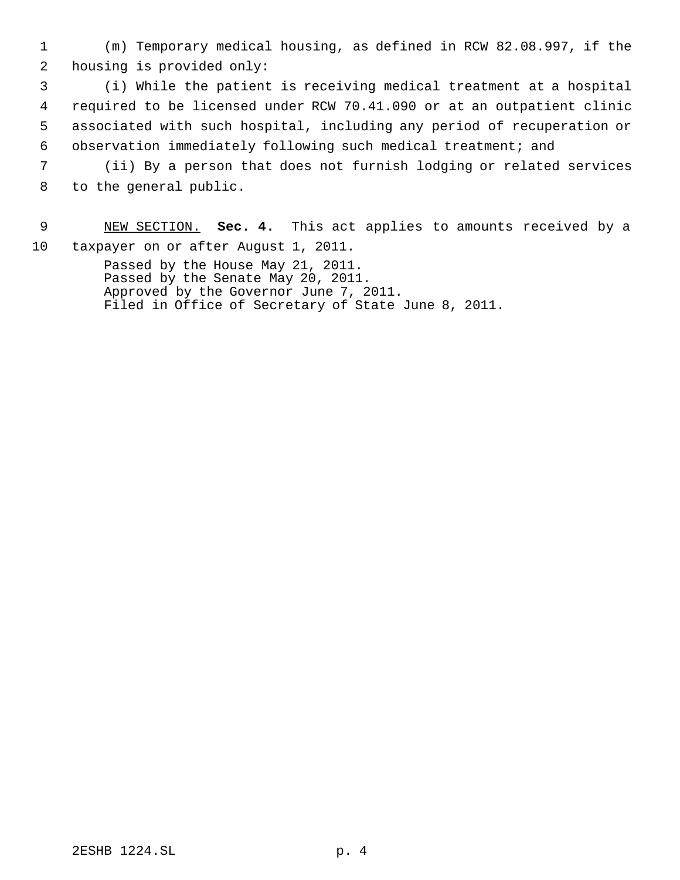(m) Temporary medical housing, as defined in RCW 82.08.997, if the housing is provided only:

(i) While the patient is receiving medical treatment at a hospital required to be licensed under RCW 70.41.090 or at an outpatient clinic associated with such hospital, including any period of recuperation or observation immediately following such medical treatment; and

(ii) By a person that does not furnish lodging or related services to the general public.

NEW SECTION. **Sec. 4.** This act applies to amounts received by a taxpayer on or after August 1, 2011.

Passed by the House May 21, 2011.
Passed by the Senate May 20, 2011.
Approved by the Governor June 7, 2011.
Filed in Office of Secretary of State June 8, 2011.